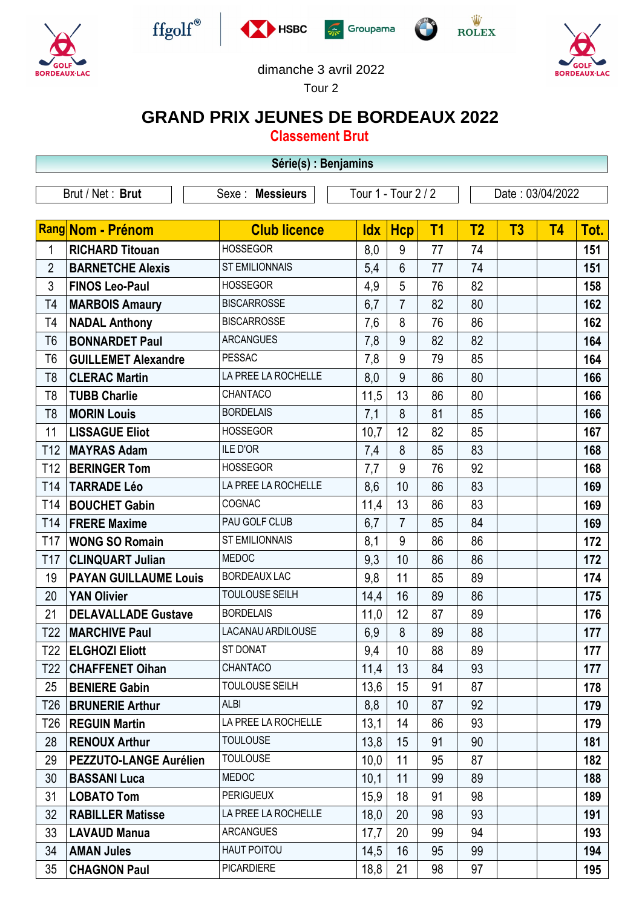dimanche 3 avril 2022

Tour 2

# GRAND PRIX JEUNES DE BORDEAUX 2022

## Classement Brut

**Série(s) : Benjamins**

| Brut / Net : **Brut** | Sexe : **Messieurs** | Tour 1 - Tour 2 / 2 | Date : 03/04/2022 |
|---|---|---|---|

| Rang | Nom - Prénom | Club licence | Idx | Hcp | T1 | T2 | T3 | T4 | Tot. |
|---|---|---|---|---|---|---|---|---|---|
| 1 | RICHARD Titouan | HOSSEGOR | 8,0 | 9 | 77 | 74 | | | 151 |
| 2 | BARNETCHE Alexis | ST EMILIONNAIS | 5,4 | 6 | 77 | 74 | | | 151 |
| 3 | FINOS Leo-Paul | HOSSEGOR | 4,9 | 5 | 76 | 82 | | | 158 |
| T4 | MARBOIS Amaury | BISCARROSSE | 6,7 | 7 | 82 | 80 | | | 162 |
| T4 | NADAL Anthony | BISCARROSSE | 7,6 | 8 | 76 | 86 | | | 162 |
| T6 | BONNARDET Paul | ARCANGUES | 7,8 | 9 | 82 | 82 | | | 164 |
| T6 | GUILLEMET Alexandre | PESSAC | 7,8 | 9 | 79 | 85 | | | 164 |
| T8 | CLERAC Martin | LA PREE LA ROCHELLE | 8,0 | 9 | 86 | 80 | | | 166 |
| T8 | TUBB Charlie | CHANTACO | 11,5 | 13 | 86 | 80 | | | 166 |
| T8 | MORIN Louis | BORDELAIS | 7,1 | 8 | 81 | 85 | | | 166 |
| 11 | LISSAGUE Eliot | HOSSEGOR | 10,7 | 12 | 82 | 85 | | | 167 |
| T12 | MAYRAS Adam | ILE D'OR | 7,4 | 8 | 85 | 83 | | | 168 |
| T12 | BERINGER Tom | HOSSEGOR | 7,7 | 9 | 76 | 92 | | | 168 |
| T14 | TARRADE Léo | LA PREE LA ROCHELLE | 8,6 | 10 | 86 | 83 | | | 169 |
| T14 | BOUCHET Gabin | COGNAC | 11,4 | 13 | 86 | 83 | | | 169 |
| T14 | FRERE Maxime | PAU GOLF CLUB | 6,7 | 7 | 85 | 84 | | | 169 |
| T17 | WONG SO Romain | ST EMILIONNAIS | 8,1 | 9 | 86 | 86 | | | 172 |
| T17 | CLINQUART Julian | MEDOC | 9,3 | 10 | 86 | 86 | | | 172 |
| 19 | PAYAN GUILLAUME Louis | BORDEAUX LAC | 9,8 | 11 | 85 | 89 | | | 174 |
| 20 | YAN Olivier | TOULOUSE SEILH | 14,4 | 16 | 89 | 86 | | | 175 |
| 21 | DELAVALLADE Gustave | BORDELAIS | 11,0 | 12 | 87 | 89 | | | 176 |
| T22 | MARCHIVE Paul | LACANAU ARDILOUSE | 6,9 | 8 | 89 | 88 | | | 177 |
| T22 | ELGHOZI Eliott | ST DONAT | 9,4 | 10 | 88 | 89 | | | 177 |
| T22 | CHAFFENET Oihan | CHANTACO | 11,4 | 13 | 84 | 93 | | | 177 |
| 25 | BENIERE Gabin | TOULOUSE SEILH | 13,6 | 15 | 91 | 87 | | | 178 |
| T26 | BRUNERIE Arthur | ALBI | 8,8 | 10 | 87 | 92 | | | 179 |
| T26 | REGUIN Martin | LA PREE LA ROCHELLE | 13,1 | 14 | 86 | 93 | | | 179 |
| 28 | RENOUX Arthur | TOULOUSE | 13,8 | 15 | 91 | 90 | | | 181 |
| 29 | PEZZUTO-LANGE Aurélien | TOULOUSE | 10,0 | 11 | 95 | 87 | | | 182 |
| 30 | BASSANI Luca | MEDOC | 10,1 | 11 | 99 | 89 | | | 188 |
| 31 | LOBATO Tom | PERIGUEUX | 15,9 | 18 | 91 | 98 | | | 189 |
| 32 | RABILLER Matisse | LA PREE LA ROCHELLE | 18,0 | 20 | 98 | 93 | | | 191 |
| 33 | LAVAUD Manua | ARCANGUES | 17,7 | 20 | 99 | 94 | | | 193 |
| 34 | AMAN Jules | HAUT POITOU | 14,5 | 16 | 95 | 99 | | | 194 |
| 35 | CHAGNON Paul | PICARDIERE | 18,8 | 21 | 98 | 97 | | | 195 |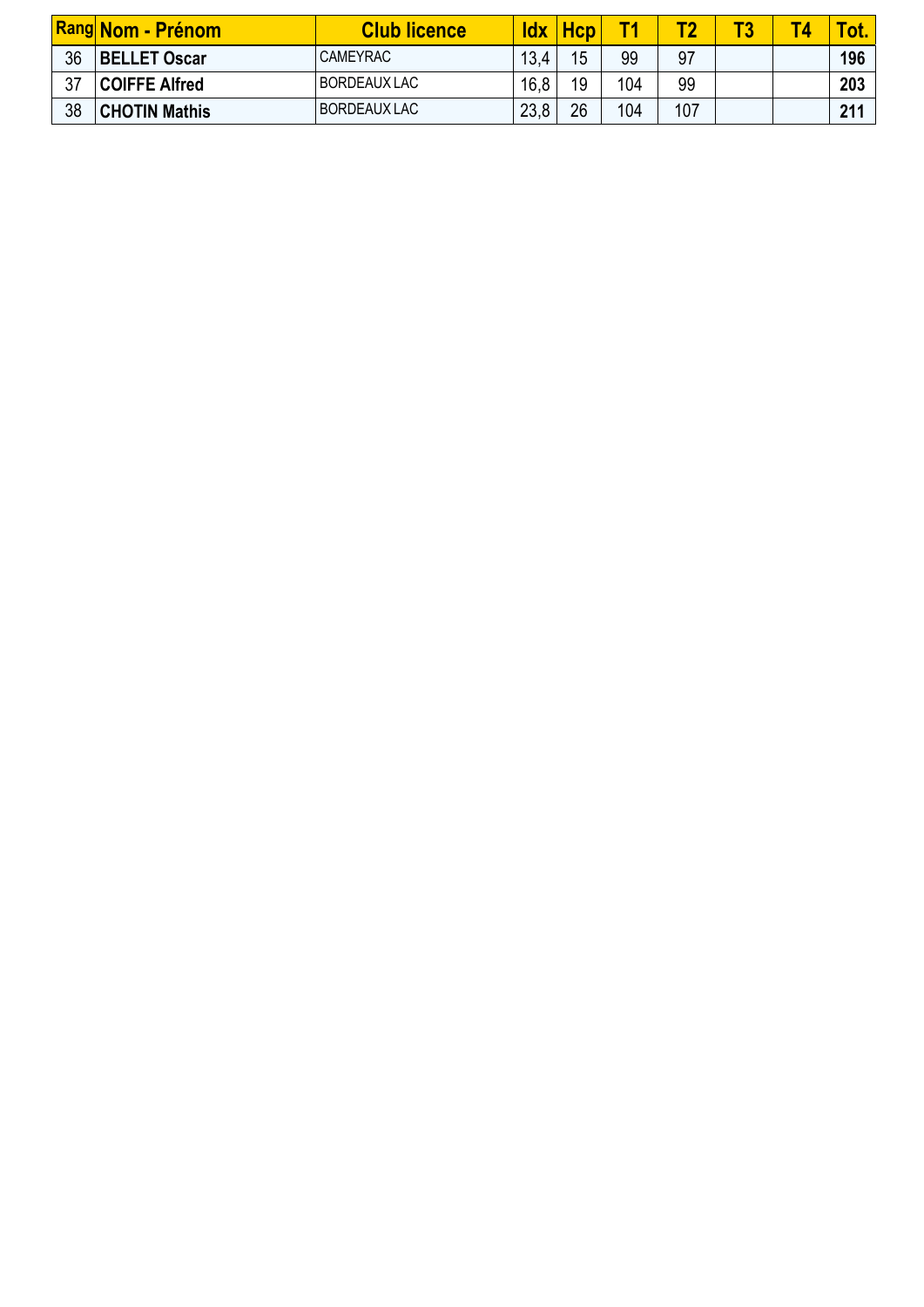| Rang | Nom - Prénom | Club licence | Idx | Hcp | T1 | T2 | T3 | T4 | Tot. |
|---|---|---|---|---|---|---|---|---|---|
| 36 | **BELLET Oscar** | CAMEYRAC | 13,4 | 15 | 99 | 97 | | | **196** |
| 37 | **COIFFE Alfred** | BORDEAUX LAC | 16,8 | 19 | 104 | 99 | | | **203** |
| 38 | **CHOTIN Mathis** | BORDEAUX LAC | 23,8 | 26 | 104 | 107 | | | **211** |